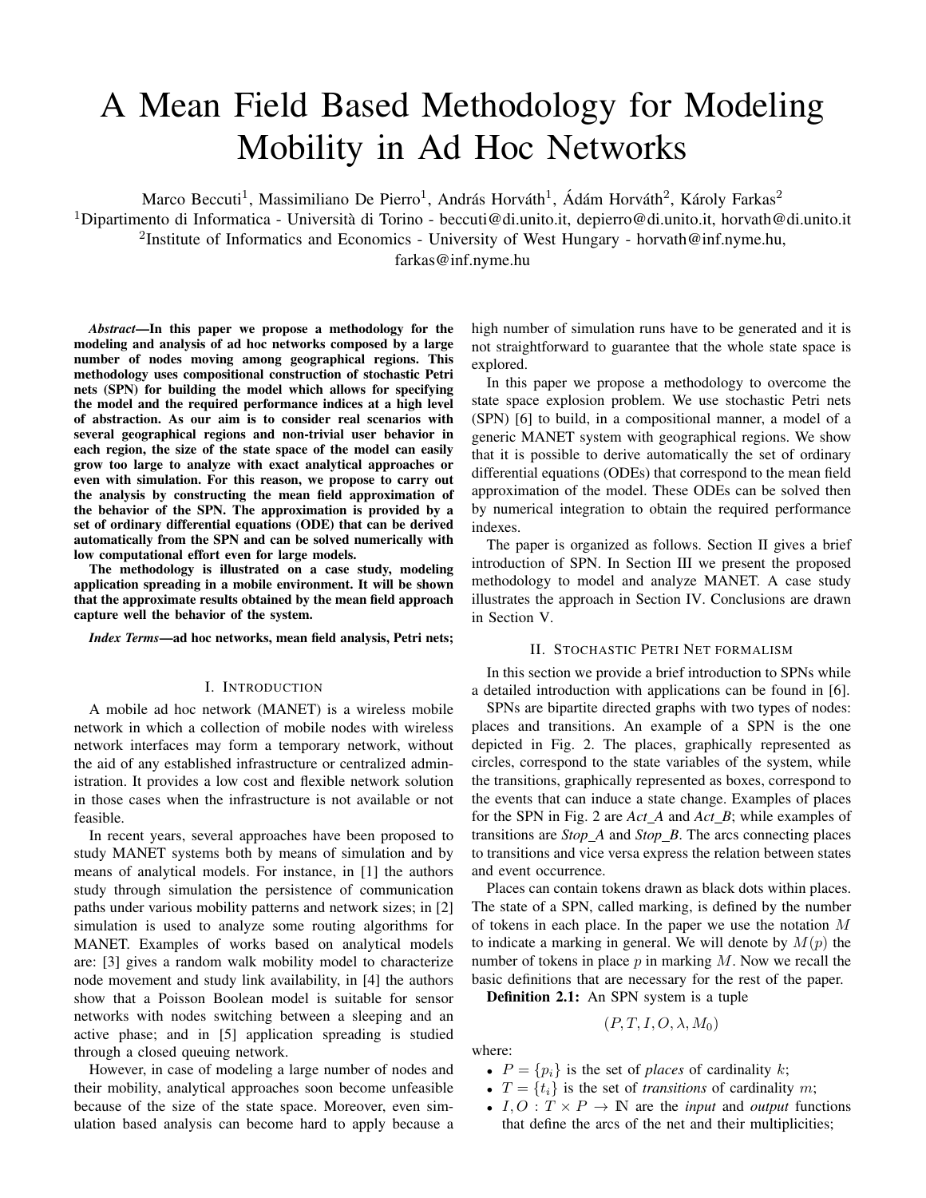# A Mean Field Based Methodology for Modeling Mobility in Ad Hoc Networks

Marco Beccuti[1], Massimiliano De Pierro[1], András Horváth[1], Ádám Horváth[2], Károly Farkas[2]

[1]Dipartimento di Informatica - Università di Torino - beccuti@di.unito.it, depierro@di.unito.it, horvath@di.unito.it

[2]Institute of Informatics and Economics - University of West Hungary - horvath@inf.nyme.hu, farkas@inf.nyme.hu

***Abstract*—In this paper we propose a methodology for the modeling and analysis of ad hoc networks composed by a large number of nodes moving among geographical regions. This methodology uses compositional construction of stochastic Petri nets (SPN) for building the model which allows for specifying the model and the required performance indices at a high level of abstraction. As our aim is to consider real scenarios with several geographical regions and non-trivial user behavior in each region, the size of the state space of the model can easily grow too large to analyze with exact analytical approaches or even with simulation. For this reason, we propose to carry out the analysis by constructing the mean field approximation of the behavior of the SPN. The approximation is provided by a set of ordinary differential equations (ODE) that can be derived automatically from the SPN and can be solved numerically with low computational effort even for large models.**

**The methodology is illustrated on a case study, modeling application spreading in a mobile environment. It will be shown that the approximate results obtained by the mean field approach capture well the behavior of the system.**

***Index Terms*—ad hoc networks, mean field analysis, Petri nets;**

## I. INTRODUCTION

A mobile ad hoc network (MANET) is a wireless mobile network in which a collection of mobile nodes with wireless network interfaces may form a temporary network, without the aid of any established infrastructure or centralized administration. It provides a low cost and flexible network solution in those cases when the infrastructure is not available or not feasible.

In recent years, several approaches have been proposed to study MANET systems both by means of simulation and by means of analytical models. For instance, in [1] the authors study through simulation the persistence of communication paths under various mobility patterns and network sizes; in [2] simulation is used to analyze some routing algorithms for MANET. Examples of works based on analytical models are: [3] gives a random walk mobility model to characterize node movement and study link availability, in [4] the authors show that a Poisson Boolean model is suitable for sensor networks with nodes switching between a sleeping and an active phase; and in [5] application spreading is studied through a closed queuing network.

However, in case of modeling a large number of nodes and their mobility, analytical approaches soon become unfeasible because of the size of the state space. Moreover, even simulation based analysis can become hard to apply because a high number of simulation runs have to be generated and it is not straightforward to guarantee that the whole state space is explored.

In this paper we propose a methodology to overcome the state space explosion problem. We use stochastic Petri nets (SPN) [6] to build, in a compositional manner, a model of a generic MANET system with geographical regions. We show that it is possible to derive automatically the set of ordinary differential equations (ODEs) that correspond to the mean field approximation of the model. These ODEs can be solved then by numerical integration to obtain the required performance indexes.

The paper is organized as follows. Section II gives a brief introduction of SPN. In Section III we present the proposed methodology to model and analyze MANET. A case study illustrates the approach in Section IV. Conclusions are drawn in Section V.

## II. STOCHASTIC PETRI NET FORMALISM

In this section we provide a brief introduction to SPNs while a detailed introduction with applications can be found in [6].

SPNs are bipartite directed graphs with two types of nodes: places and transitions. An example of a SPN is the one depicted in Fig. 2. The places, graphically represented as circles, correspond to the state variables of the system, while the transitions, graphically represented as boxes, correspond to the events that can induce a state change. Examples of places for the SPN in Fig. 2 are *Act_A* and *Act_B*; while examples of transitions are *Stop_A* and *Stop_B*. The arcs connecting places to transitions and vice versa express the relation between states and event occurrence.

Places can contain tokens drawn as black dots within places. The state of a SPN, called marking, is defined by the number of tokens in each place. In the paper we use the notation $M$ to indicate a marking in general. We will denote by $M(p)$ the number of tokens in place $p$ in marking $M$. Now we recall the basic definitions that are necessary for the rest of the paper.

**Definition 2.1:** An SPN system is a tuple

$$(P, T, I, O, \lambda, M_0)$$

where:

- $P = \{p_i\}$ is the set of *places* of cardinality $k$;
- $T = \{t_i\}$ is the set of *transitions* of cardinality $m$;
- $I, O : T \times P \rightarrow \mathbb{N}$ are the *input* and *output* functions that define the arcs of the net and their multiplicities;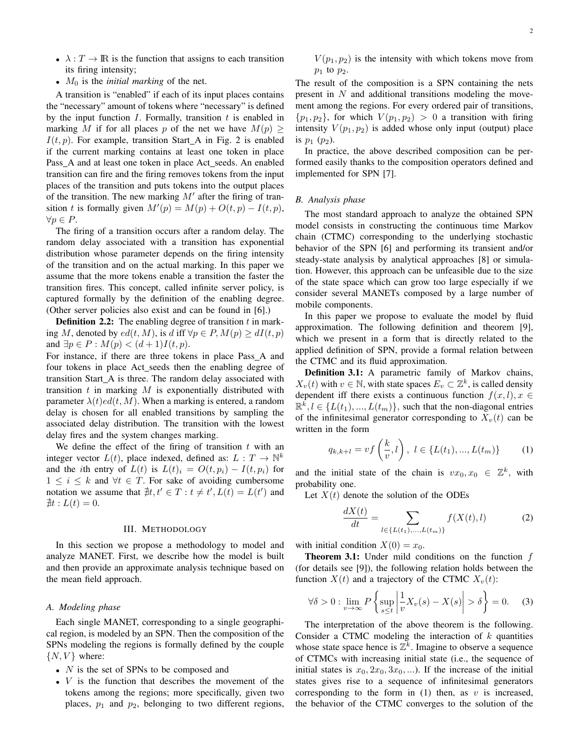- $\lambda : T \to \mathbb{R}$ is the function that assigns to each transition its firing intensity;
- $M_0$ is the *initial marking* of the net.

A transition is "enabled" if each of its input places contains the "necessary" amount of tokens where "necessary" is defined by the input function $I$. Formally, transition $t$ is enabled in marking $M$ if for all places $p$ of the net we have $M(p) \geq I(t,p)$. For example, transition Start_A in Fig. 2 is enabled if the current marking contains at least one token in place Pass_A and at least one token in place Act_seeds. An enabled transition can fire and the firing removes tokens from the input places of the transition and puts tokens into the output places of the transition. The new marking $M'$ after the firing of transition $t$ is formally given $M'(p) = M(p) + O(t,p) - I(t,p)$, $\forall p \in P$.

The firing of a transition occurs after a random delay. The random delay associated with a transition has exponential distribution whose parameter depends on the firing intensity of the transition and on the actual marking. In this paper we assume that the more tokens enable a transition the faster the transition fires. This concept, called infinite server policy, is captured formally by the definition of the enabling degree. (Other server policies also exist and can be found in [6].)

**Definition 2.2:** The enabling degree of transition $t$ in marking $M$, denoted by $ed(t,M)$, is $d$ iff $\forall p \in P, M(p) \geq dI(t,p)$ and $\exists p \in P : M(p) < (d+1)I(t,p)$.

For instance, if there are three tokens in place Pass_A and four tokens in place Act_seeds then the enabling degree of transition Start_A is three. The random delay associated with transition $t$ in marking $M$ is exponentially distributed with parameter $\lambda(t)ed(t,M)$. When a marking is entered, a random delay is chosen for all enabled transitions by sampling the associated delay distribution. The transition with the lowest delay fires and the system changes marking.

We define the effect of the firing of transition $t$ with an integer vector $L(t)$, place indexed, defined as: $L : T \to \mathbb{N}^k$ and the $i$th entry of $L(t)$ is $L(t)_i = O(t,p_i) - I(t,p_i)$ for $1 \leq i \leq k$ and $\forall t \in T$. For sake of avoiding cumbersome notation we assume that $\nexists t, t' \in T : t \neq t', L(t) = L(t')$ and $\nexists t : L(t) = 0$.

## III. Methodology

In this section we propose a methodology to model and analyze MANET. First, we describe how the model is built and then provide an approximate analysis technique based on the mean field approach.

### A. Modeling phase

Each single MANET, corresponding to a single geographical region, is modeled by an SPN. Then the composition of the SPNs modeling the regions is formally defined by the couple $\{N, V\}$ where:

- $N$ is the set of SPNs to be composed and
- $V$ is the function that describes the movement of the tokens among the regions; more specifically, given two places, $p_1$ and $p_2$, belonging to two different regions, $V(p_1, p_2)$ is the intensity with which tokens move from $p_1$ to $p_2$.

The result of the composition is a SPN containing the nets present in $N$ and additional transitions modeling the movement among the regions. For every ordered pair of transitions, $\{p_1, p_2\}$, for which $V(p_1,p_2) > 0$ a transition with firing intensity $V(p_1,p_2)$ is added whose only input (output) place is $p_1$ ($p_2$).

In practice, the above described composition can be performed easily thanks to the composition operators defined and implemented for SPN [7].

### B. Analysis phase

The most standard approach to analyze the obtained SPN model consists in constructing the continuous time Markov chain (CTMC) corresponding to the underlying stochastic behavior of the SPN [6] and performing its transient and/or steady-state analysis by analytical approaches [8] or simulation. However, this approach can be unfeasible due to the size of the state space which can grow too large especially if we consider several MANETs composed by a large number of mobile components.

In this paper we propose to evaluate the model by fluid approximation. The following definition and theorem [9], which we present in a form that is directly related to the applied definition of SPN, provide a formal relation between the CTMC and its fluid approximation.

**Definition 3.1:** A parametric family of Markov chains, $X_v(t)$ with $v \in \mathbb{N}$, with state spaces $E_v \subset \mathbb{Z}^k$, is called density dependent iff there exists a continuous function $f(x,l), x \in \mathbb{R}^k, l \in \{L(t_1), ..., L(t_m)\}$, such that the non-diagonal entries of the infinitesimal generator corresponding to $X_v(t)$ can be written in the form

$$q_{k,k+l} = vf\left(\frac{k}{v}, l\right),\ l \in \{L(t_1), ..., L(t_m)\} \tag{1}$$

and the initial state of the chain is $vx_0, x_0 \in \mathbb{Z}^k$, with probability one.

Let $X(t)$ denote the solution of the ODEs

$$\frac{dX(t)}{dt} = \sum_{l \in \{L(t_1),...,L(t_m)\}} f(X(t), l) \tag{2}$$

with initial condition $X(0) = x_0$.

**Theorem 3.1:** Under mild conditions on the function $f$ (for details see [9]), the following relation holds between the function $X(t)$ and a trajectory of the CTMC $X_v(t)$:

$$\forall \delta > 0 : \lim_{v \to \infty} P\left\{ \sup_{s \leq t} \left| \frac{1}{v} X_v(s) - X(s) \right| > \delta \right\} = 0. \tag{3}$$

The interpretation of the above theorem is the following. Consider a CTMC modeling the interaction of $k$ quantities whose state space hence is $\mathbb{Z}^k$. Imagine to observe a sequence of CTMCs with increasing initial state (i.e., the sequence of initial states is $x_0, 2x_0, 3x_0, ...$). If the increase of the initial states gives rise to a sequence of infinitesimal generators corresponding to the form in (1) then, as $v$ is increased, the behavior of the CTMC converges to the solution of the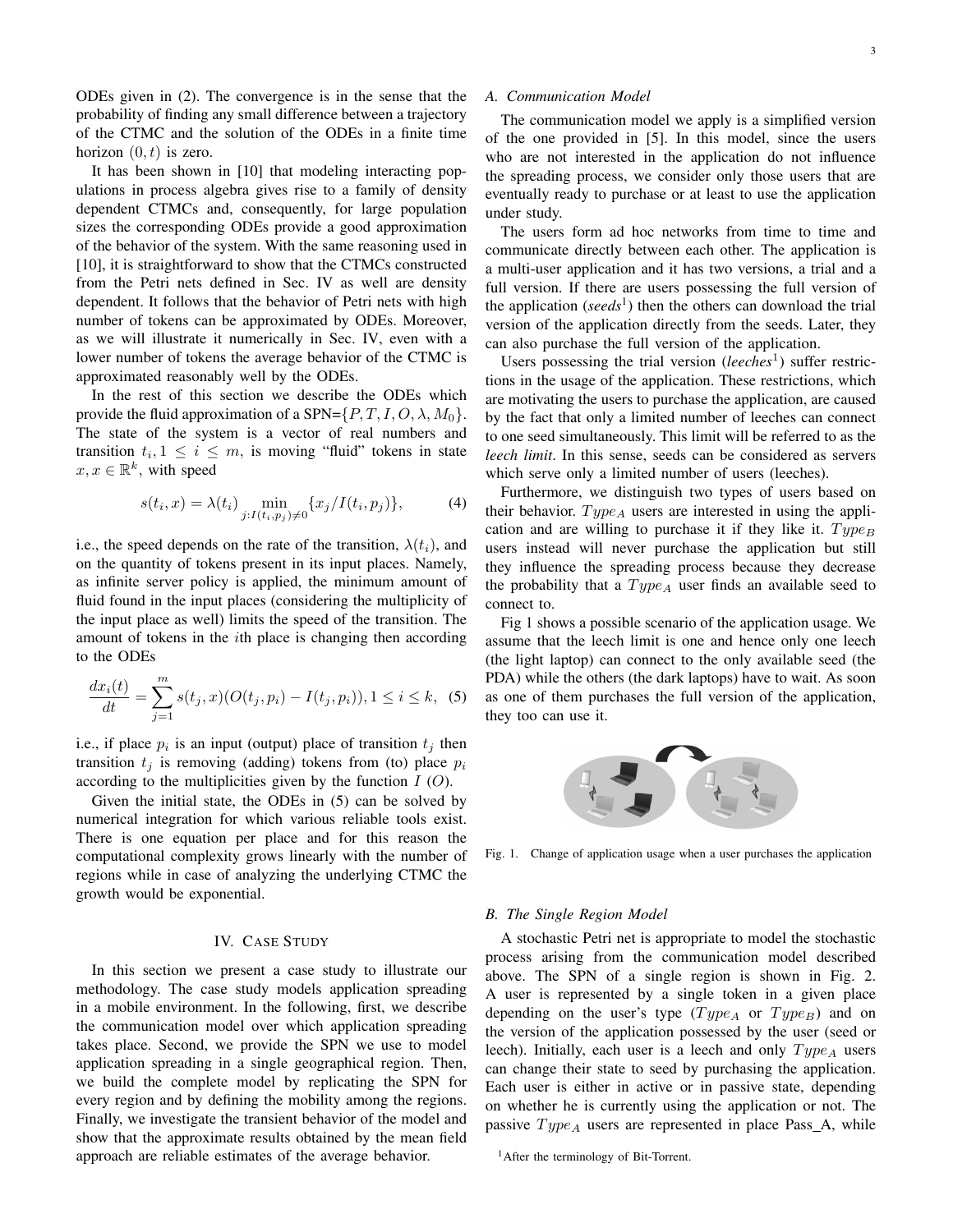ODEs given in (2). The convergence is in the sense that the probability of finding any small difference between a trajectory of the CTMC and the solution of the ODEs in a finite time horizon $(0, t)$ is zero.

It has been shown in [10] that modeling interacting populations in process algebra gives rise to a family of density dependent CTMCs and, consequently, for large population sizes the corresponding ODEs provide a good approximation of the behavior of the system. With the same reasoning used in [10], it is straightforward to show that the CTMCs constructed from the Petri nets defined in Sec. IV as well are density dependent. It follows that the behavior of Petri nets with high number of tokens can be approximated by ODEs. Moreover, as we will illustrate it numerically in Sec. IV, even with a lower number of tokens the average behavior of the CTMC is approximated reasonably well by the ODEs.

In the rest of this section we describe the ODEs which provide the fluid approximation of a SPN=$\{P, T, I, O, \lambda, M_0\}$. The state of the system is a vector of real numbers and transition $t_i, 1 \leq i \leq m$, is moving "fluid" tokens in state $x, x \in \mathbb{R}^k$, with speed

$$s(t_i, x) = \lambda(t_i) \min_{j:I(t_i,p_j)\neq 0} \{x_j / I(t_i, p_j)\}, \tag{4}$$

i.e., the speed depends on the rate of the transition, $\lambda(t_i)$, and on the quantity of tokens present in its input places. Namely, as infinite server policy is applied, the minimum amount of fluid found in the input places (considering the multiplicity of the input place as well) limits the speed of the transition. The amount of tokens in the $i$th place is changing then according to the ODEs

$$\frac{dx_i(t)}{dt} = \sum_{j=1}^{m} s(t_j, x)(O(t_j, p_i) - I(t_j, p_i)), 1 \leq i \leq k, \tag{5}$$

i.e., if place $p_i$ is an input (output) place of transition $t_j$ then transition $t_j$ is removing (adding) tokens from (to) place $p_i$ according to the multiplicities given by the function $I$ ($O$).

Given the initial state, the ODEs in (5) can be solved by numerical integration for which various reliable tools exist. There is one equation per place and for this reason the computational complexity grows linearly with the number of regions while in case of analyzing the underlying CTMC the growth would be exponential.

## IV. Case Study

In this section we present a case study to illustrate our methodology. The case study models application spreading in a mobile environment. In the following, first, we describe the communication model over which application spreading takes place. Second, we provide the SPN we use to model application spreading in a single geographical region. Then, we build the complete model by replicating the SPN for every region and by defining the mobility among the regions. Finally, we investigate the transient behavior of the model and show that the approximate results obtained by the mean field approach are reliable estimates of the average behavior.

### A. Communication Model

The communication model we apply is a simplified version of the one provided in [5]. In this model, since the users who are not interested in the application do not influence the spreading process, we consider only those users that are eventually ready to purchase or at least to use the application under study.

The users form ad hoc networks from time to time and communicate directly between each other. The application is a multi-user application and it has two versions, a trial and a full version. If there are users possessing the full version of the application (*seeds*[1]) then the others can download the trial version of the application directly from the seeds. Later, they can also purchase the full version of the application.

Users possessing the trial version (*leeches*[1]) suffer restrictions in the usage of the application. These restrictions, which are motivating the users to purchase the application, are caused by the fact that only a limited number of leeches can connect to one seed simultaneously. This limit will be referred to as the *leech limit*. In this sense, seeds can be considered as servers which serve only a limited number of users (leeches).

Furthermore, we distinguish two types of users based on their behavior. $Type_A$ users are interested in using the application and are willing to purchase it if they like it. $Type_B$ users instead will never purchase the application but still they influence the spreading process because they decrease the probability that a $Type_A$ user finds an available seed to connect to.

Fig 1 shows a possible scenario of the application usage. We assume that the leech limit is one and hence only one leech (the light laptop) can connect to the only available seed (the PDA) while the others (the dark laptops) have to wait. As soon as one of them purchases the full version of the application, they too can use it.

Fig. 1. Change of application usage when a user purchases the application

### B. The Single Region Model

A stochastic Petri net is appropriate to model the stochastic process arising from the communication model described above. The SPN of a single region is shown in Fig. 2. A user is represented by a single token in a given place depending on the user's type ($Type_A$ or $Type_B$) and on the version of the application possessed by the user (seed or leech). Initially, each user is a leech and only $Type_A$ users can change their state to seed by purchasing the application. Each user is either in active or in passive state, depending on whether he is currently using the application or not. The passive $Type_A$ users are represented in place Pass_A, while

[1] After the terminology of Bit-Torrent.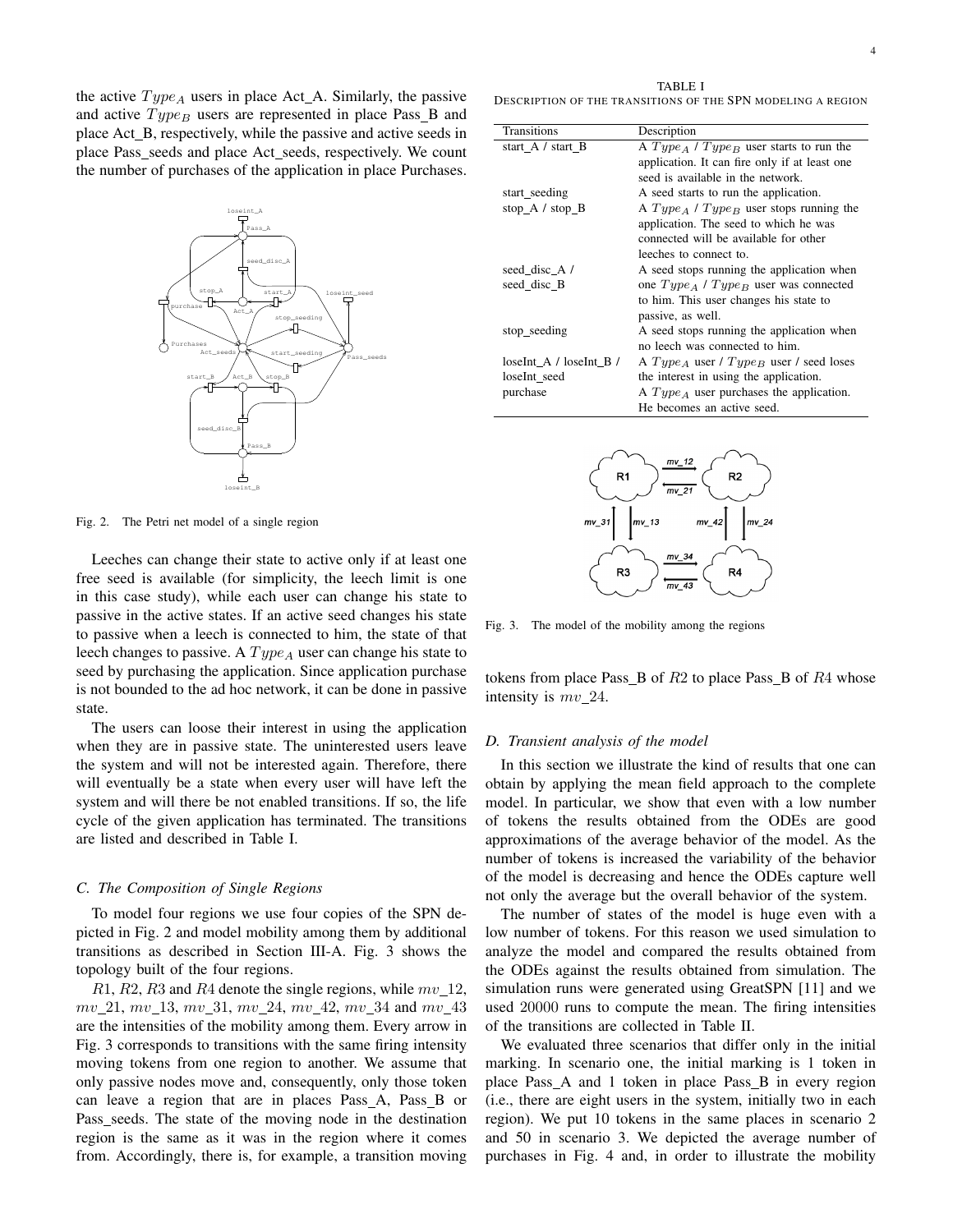the active $Type_A$ users in place Act_A. Similarly, the passive and active $Type_B$ users are represented in place Pass_B and place Act_B, respectively, while the passive and active seeds in place Pass_seeds and place Act_seeds, respectively. We count the number of purchases of the application in place Purchases.

Fig. 2. The Petri net model of a single region

Leeches can change their state to active only if at least one free seed is available (for simplicity, the leech limit is one in this case study), while each user can change his state to passive in the active states. If an active seed changes his state to passive when a leech is connected to him, the state of that leech changes to passive. A $Type_A$ user can change his state to seed by purchasing the application. Since application purchase is not bounded to the ad hoc network, it can be done in passive state.

The users can loose their interest in using the application when they are in passive state. The uninterested users leave the system and will not be interested again. Therefore, there will eventually be a state when every user will have left the system and will there be not enabled transitions. If so, the life cycle of the given application has terminated. The transitions are listed and described in Table I.

### C. The Composition of Single Regions

To model four regions we use four copies of the SPN depicted in Fig. 2 and model mobility among them by additional transitions as described in Section III-A. Fig. 3 shows the topology built of the four regions.

$R1$, $R2$, $R3$ and $R4$ denote the single regions, while $mv\_12$, $mv\_21$, $mv\_13$, $mv\_31$, $mv\_24$, $mv\_42$, $mv\_34$ and $mv\_43$ are the intensities of the mobility among them. Every arrow in Fig. 3 corresponds to transitions with the same firing intensity moving tokens from one region to another. We assume that only passive nodes move and, consequently, only those token can leave a region that are in places Pass_A, Pass_B or Pass_seeds. The state of the moving node in the destination region is the same as it was in the region where it comes from. Accordingly, there is, for example, a transition moving tokens from place Pass_B of $R2$ to place Pass_B of $R4$ whose intensity is $mv\_24$.

TABLE I
DESCRIPTION OF THE TRANSITIONS OF THE SPN MODELING A REGION

| Transitions | Description |
|---|---|
| start_A / start_B | A $Type_A$ / $Type_B$ user starts to run the application. It can fire only if at least one seed is available in the network. |
| start_seeding | A seed starts to run the application. |
| stop_A / stop_B | A $Type_A$ / $Type_B$ user stops running the application. The seed to which he was connected will be available for other leeches to connect to. |
| seed_disc_A / seed_disc_B | A seed stops running the application when one $Type_A$ / $Type_B$ user was connected to him. This user changes his state to passive, as well. |
| stop_seeding | A seed stops running the application when no leech was connected to him. |
| loseInt_A / loseInt_B / loseInt_seed | A $Type_A$ user / $Type_B$ user / seed loses the interest in using the application. |
| purchase | A $Type_A$ user purchases the application. He becomes an active seed. |

Fig. 3. The model of the mobility among the regions

### D. Transient analysis of the model

In this section we illustrate the kind of results that one can obtain by applying the mean field approach to the complete model. In particular, we show that even with a low number of tokens the results obtained from the ODEs are good approximations of the average behavior of the model. As the number of tokens is increased the variability of the behavior of the model is decreasing and hence the ODEs capture well not only the average but the overall behavior of the system.

The number of states of the model is huge even with a low number of tokens. For this reason we used simulation to analyze the model and compared the results obtained from the ODEs against the results obtained from simulation. The simulation runs were generated using GreatSPN [11] and we used 20000 runs to compute the mean. The firing intensities of the transitions are collected in Table II.

We evaluated three scenarios that differ only in the initial marking. In scenario one, the initial marking is 1 token in place Pass_A and 1 token in place Pass_B in every region (i.e., there are eight users in the system, initially two in each region). We put 10 tokens in the same places in scenario 2 and 50 in scenario 3. We depicted the average number of purchases in Fig. 4 and, in order to illustrate the mobility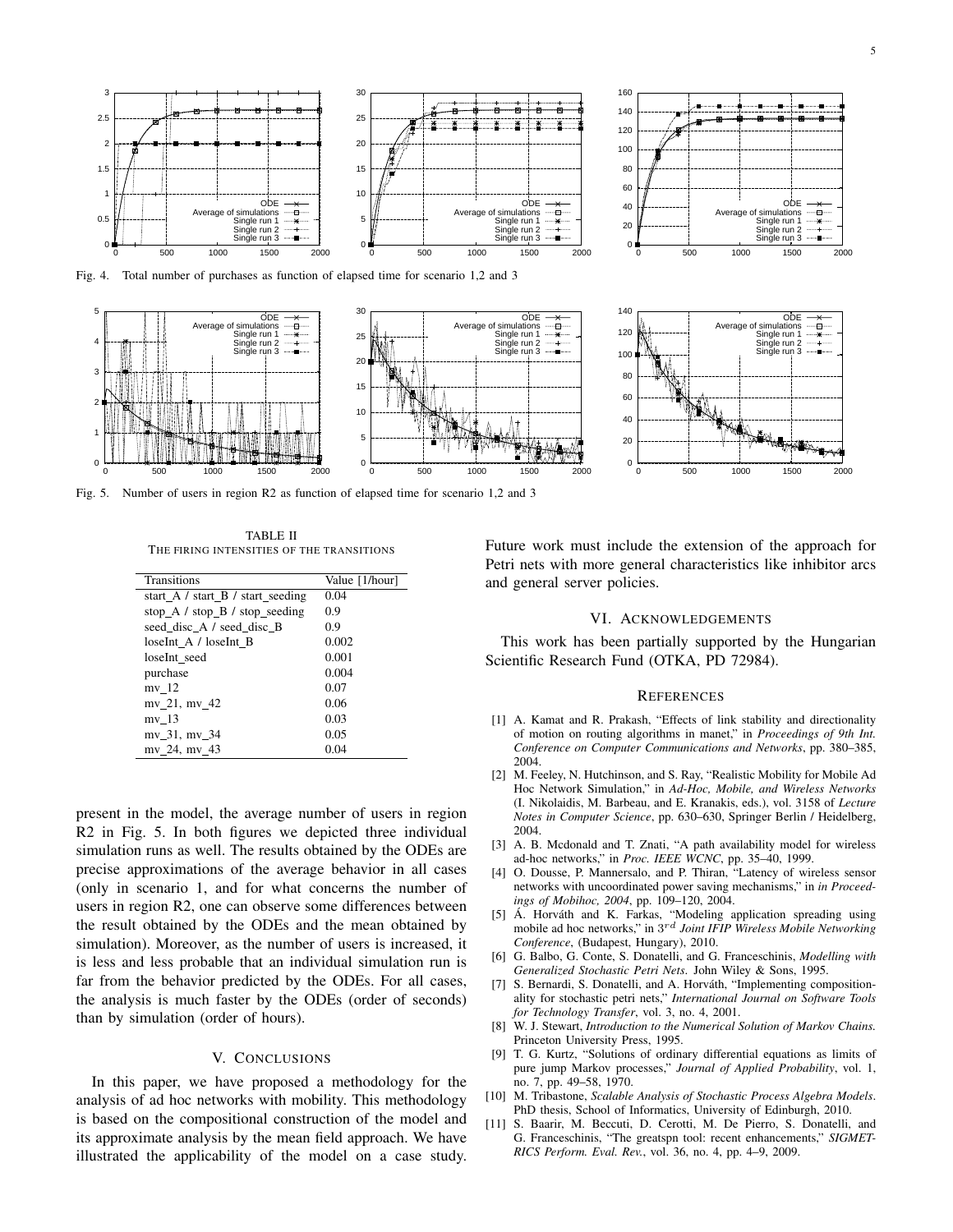0 0.5 1 1.5 2 2.5 3
0 500 1000 1500 2000
ODE
Average of simulations
Single run 1
Single run 2
Single run 3

0 5 10 15 20 25 30
0 500 1000 1500 2000
ODE
Average of simulations
Single run 1
Single run 2
Single run 3

0 20 40 60 80 100 120 140 160
0 500 1000 1500 2000
ODE
Average of simulations
Single run 1
Single run 2
Single run 3

Fig. 4. Total number of purchases as function of elapsed time for scenario 1,2 and 3

0 1 2 3 4 5
0 500 1000 1500 2000
ODE
Average of simulations
Single run 1
Single run 2
Single run 3

0 5 10 15 20 25 30
0 500 1000 1500 2000
ODE
Average of simulations
Single run 1
Single run 2
Single run 3

0 20 40 60 80 100 120 140
0 500 1000 1500 2000
ODE
Average of simulations
Single run 1
Single run 2
Single run 3

Fig. 5. Number of users in region R2 as function of elapsed time for scenario 1,2 and 3

TABLE II
THE FIRING INTENSITIES OF THE TRANSITIONS

| Transitions | Value [1/hour] |
|---|---|
| start_A / start_B / start_seeding | 0.04 |
| stop_A / stop_B / stop_seeding | 0.9 |
| seed_disc_A / seed_disc_B | 0.9 |
| loseInt_A / loseInt_B | 0.002 |
| loseInt_seed | 0.001 |
| purchase | 0.004 |
| mv_12 | 0.07 |
| mv_21, mv_42 | 0.06 |
| mv_13 | 0.03 |
| mv_31, mv_34 | 0.05 |
| mv_24, mv_43 | 0.04 |

present in the model, the average number of users in region R2 in Fig. 5. In both figures we depicted three individual simulation runs as well. The results obtained by the ODEs are precise approximations of the average behavior in all cases (only in scenario 1, and for what concerns the number of users in region R2, one can observe some differences between the result obtained by the ODEs and the mean obtained by simulation). Moreover, as the number of users is increased, it is less and less probable that an individual simulation run is far from the behavior predicted by the ODEs. For all cases, the analysis is much faster by the ODEs (order of seconds) than by simulation (order of hours).

## V. CONCLUSIONS

In this paper, we have proposed a methodology for the analysis of ad hoc networks with mobility. This methodology is based on the compositional construction of the model and its approximate analysis by the mean field approach. We have illustrated the applicability of the model on a case study. Future work must include the extension of the approach for Petri nets with more general characteristics like inhibitor arcs and general server policies.

## VI. ACKNOWLEDGEMENTS

This work has been partially supported by the Hungarian Scientific Research Fund (OTKA, PD 72984).

## REFERENCES

[1] A. Kamat and R. Prakash, "Effects of link stability and directionality of motion on routing algorithms in manet," in *Proceedings of 9th Int. Conference on Computer Communications and Networks*, pp. 380–385, 2004.

[2] M. Feeley, N. Hutchinson, and S. Ray, "Realistic Mobility for Mobile Ad Hoc Network Simulation," in *Ad-Hoc, Mobile, and Wireless Networks* (I. Nikolaidis, M. Barbeau, and E. Kranakis, eds.), vol. 3158 of *Lecture Notes in Computer Science*, pp. 630–630, Springer Berlin / Heidelberg, 2004.

[3] A. B. Mcdonald and T. Znati, "A path availability model for wireless ad-hoc networks," in *Proc. IEEE WCNC*, pp. 35–40, 1999.

[4] O. Dousse, P. Mannersalo, and P. Thiran, "Latency of wireless sensor networks with uncoordinated power saving mechanisms," in *in Proceedings of Mobihoc, 2004*, pp. 109–120, 2004.

[5] Á. Horváth and K. Farkas, "Modeling application spreading using mobile ad hoc networks," in $3^{rd}$ *Joint IFIP Wireless Mobile Networking Conference*, (Budapest, Hungary), 2010.

[6] G. Balbo, G. Conte, S. Donatelli, and G. Franceschinis, *Modelling with Generalized Stochastic Petri Nets*. John Wiley & Sons, 1995.

[7] S. Bernardi, S. Donatelli, and A. Horváth, "Implementing compositionality for stochastic petri nets," *International Journal on Software Tools for Technology Transfer*, vol. 3, no. 4, 2001.

[8] W. J. Stewart, *Introduction to the Numerical Solution of Markov Chains.* Princeton University Press, 1995.

[9] T. G. Kurtz, "Solutions of ordinary differential equations as limits of pure jump Markov processes," *Journal of Applied Probability*, vol. 1, no. 7, pp. 49–58, 1970.

[10] M. Tribastone, *Scalable Analysis of Stochastic Process Algebra Models*. PhD thesis, School of Informatics, University of Edinburgh, 2010.

[11] S. Baarir, M. Beccuti, D. Cerotti, M. De Pierro, S. Donatelli, and G. Franceschinis, "The greatspn tool: recent enhancements," *SIGMETRICS Perform. Eval. Rev.*, vol. 36, no. 4, pp. 4–9, 2009.